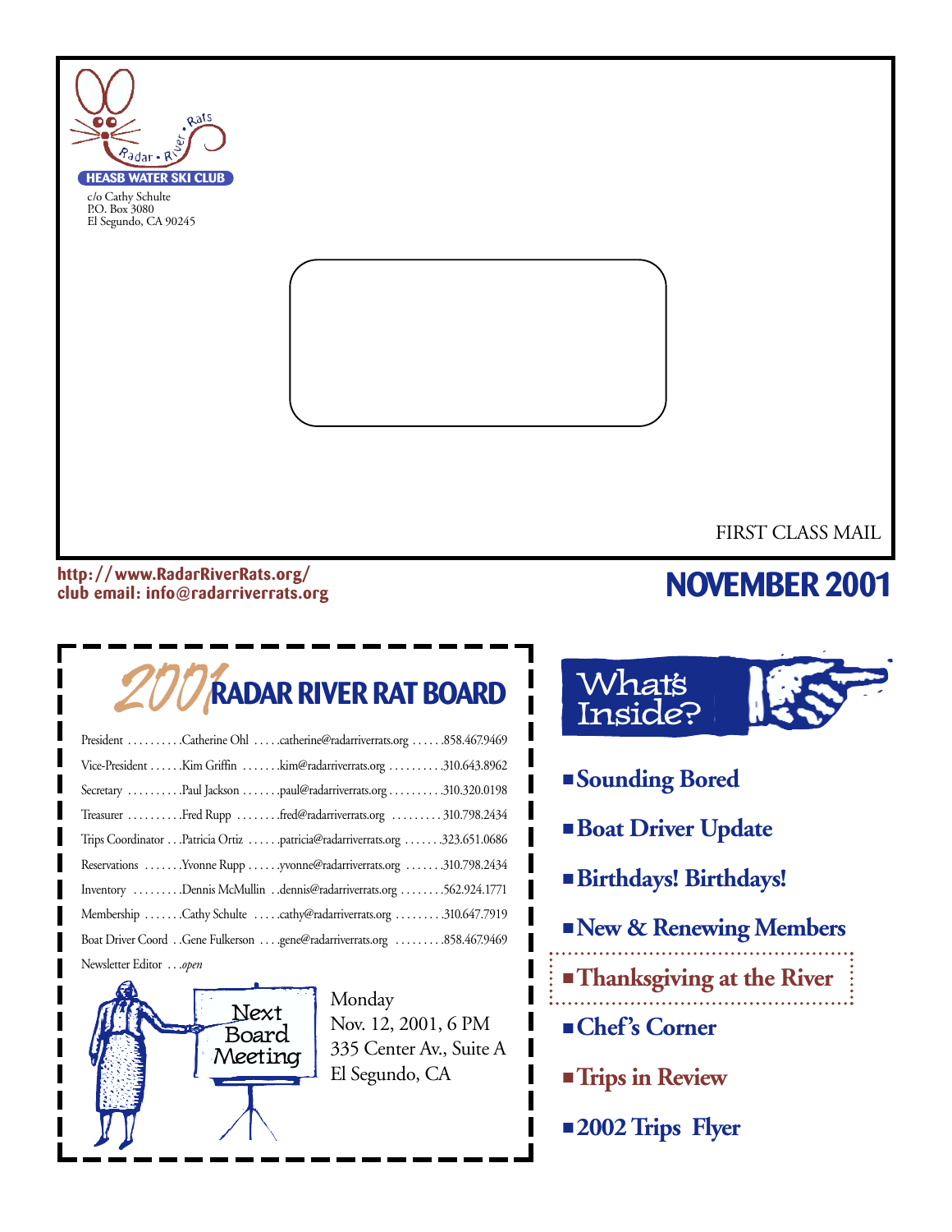Radar • River • Rats

**HEASB WATER SKI CLUB**

c/o Cathy Schulte
P.O. Box 3080
El Segundo, CA 90245

FIRST CLASS MAIL

**http://www.RadarRiverRats.org/**
**club email: info@radarriverrats.org**

# NOVEMBER 2001

## 2001 RADAR RIVER RAT BOARD

| Position | Name | Email | Phone |
|---|---|---|---|
| President | Catherine Ohl | catherine@radarriverrats.org | 858.467.9469 |
| Vice-President | Kim Griffin | kim@radarriverrats.org | 310.643.8962 |
| Secretary | Paul Jackson | paul@radarriverrats.org | 310.320.0198 |
| Treasurer | Fred Rupp | fred@radarriverrats.org | 310.798.2434 |
| Trips Coordinator | Patricia Ortiz | patricia@radarriverrats.org | 323.651.0686 |
| Reservations | Yvonne Rupp | yvonne@radarriverrats.org | 310.798.2434 |
| Inventory | Dennis McMullin | dennis@radarriverrats.org | 562.924.1771 |
| Membership | Cathy Schulte | cathy@radarriverrats.org | 310.647.7919 |
| Boat Driver Coord | Gene Fulkerson | gene@radarriverrats.org | 858.467.9469 |
| Newsletter Editor | *open* | | |

**Next Board Meeting**

Monday
Nov. 12, 2001, 6 PM
335 Center Av., Suite A
El Segundo, CA

## What's Inside?

- **Sounding Bored**
- **Boat Driver Update**
- **Birthdays! Birthdays!**
- **New & Renewing Members**
- **Thanksgiving at the River**
- **Chef's Corner**
- **Trips in Review**
- **2002 Trips Flyer**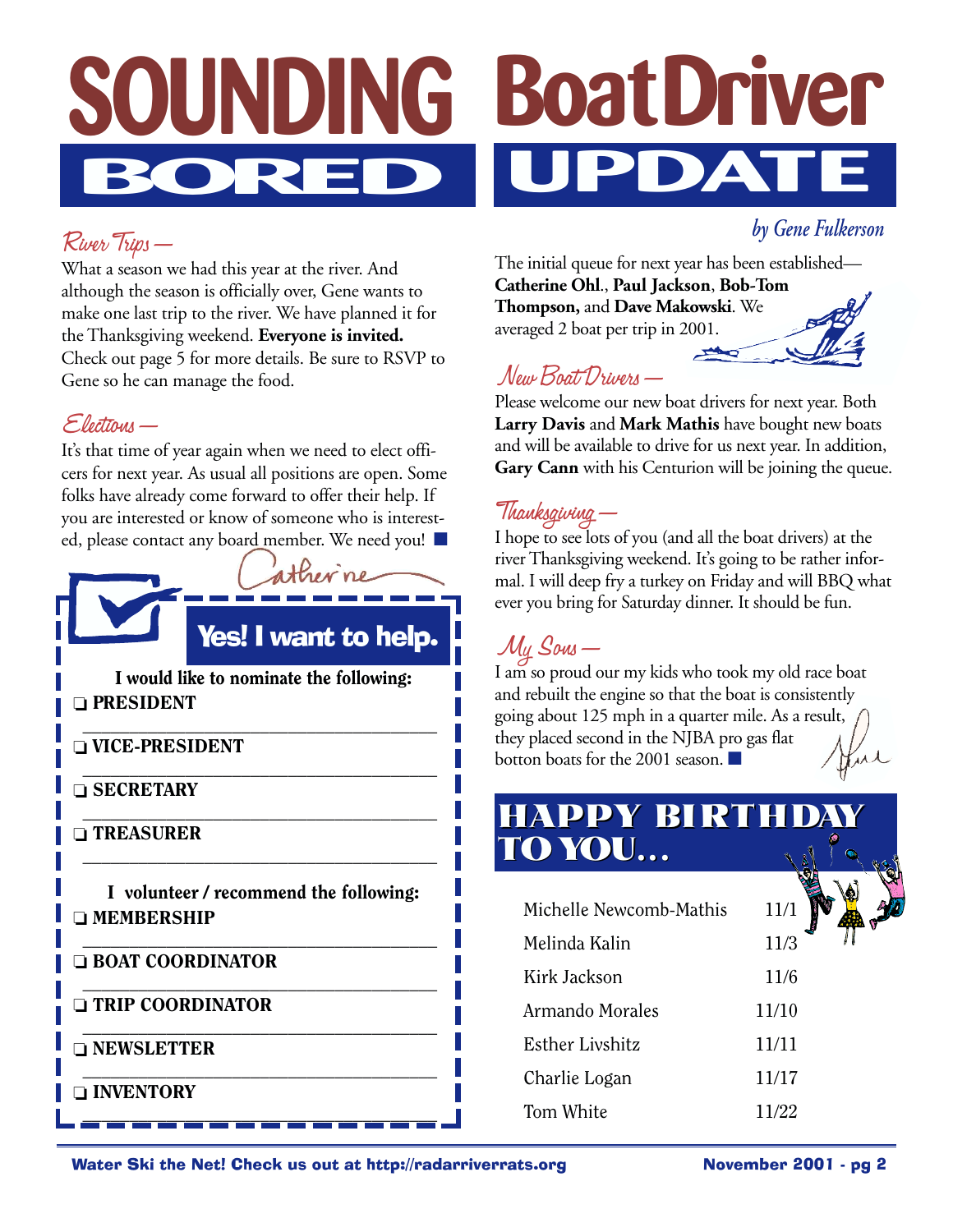# SOUNDING BORED

## River Trips —

What a season we had this year at the river. And although the season is officially over, Gene wants to make one last trip to the river. We have planned it for the Thanksgiving weekend. **Everyone is invited.** Check out page 5 for more details. Be sure to RSVP to Gene so he can manage the food.

## Elections —

It's that time of year again when we need to elect officers for next year. As usual all positions are open. Some folks have already come forward to offer their help. If you are interested or know of someone who is interested, please contact any board member. We need you! ■

Catherine

### Yes! I want to help.

**I would like to nominate the following:**

- ❑ **PRESIDENT** \_\_\_\_\_\_\_\_\_\_\_\_\_\_\_\_\_\_\_\_
- ❑ **VICE-PRESIDENT** \_\_\_\_\_\_\_\_\_\_\_\_\_\_\_\_\_\_\_\_
- ❑ **SECRETARY** \_\_\_\_\_\_\_\_\_\_\_\_\_\_\_\_\_\_\_\_
- ❑ **TREASURER** \_\_\_\_\_\_\_\_\_\_\_\_\_\_\_\_\_\_\_\_

**I volunteer / recommend the following:**

- ❑ **MEMBERSHIP** \_\_\_\_\_\_\_\_\_\_\_\_\_\_\_\_\_\_\_\_
- ❑ **BOAT COORDINATOR** \_\_\_\_\_\_\_\_\_\_\_\_\_\_\_\_\_\_\_\_
- ❑ **TRIP COORDINATOR** \_\_\_\_\_\_\_\_\_\_\_\_\_\_\_\_\_\_\_\_
- ❑ **NEWSLETTER** \_\_\_\_\_\_\_\_\_\_\_\_\_\_\_\_\_\_\_\_
- ❑ **INVENTORY** \_\_\_\_\_\_\_\_\_\_\_\_\_\_\_\_\_\_\_\_

# BoatDriver UPDATE

*by Gene Fulkerson*

The initial queue for next year has been established—**Catherine Ohl**., **Paul Jackson**, **Bob-Tom Thompson,** and **Dave Makowski**. We averaged 2 boat per trip in 2001.

## New Boat Drivers —

Please welcome our new boat drivers for next year. Both **Larry Davis** and **Mark Mathis** have bought new boats and will be available to drive for us next year. In addition, **Gary Cann** with his Centurion will be joining the queue.

## Thanksgiving —

I hope to see lots of you (and all the boat drivers) at the river Thanksgiving weekend. It's going to be rather informal. I will deep fry a turkey on Friday and will BBQ what ever you bring for Saturday dinner. It should be fun.

## My Sons —

I am so proud our my kids who took my old race boat and rebuilt the engine so that the boat is consistently going about 125 mph in a quarter mile. As a result, they placed second in the NJBA pro gas flat botton boats for the 2001 season. ■

Gene

# HAPPY BIRTHDAY TO YOU...

| Name | Date |
|---|---|
| Michelle Newcomb-Mathis | 11/1 |
| Melinda Kalin | 11/3 |
| Kirk Jackson | 11/6 |
| Armando Morales | 11/10 |
| Esther Livshitz | 11/11 |
| Charlie Logan | 11/17 |
| Tom White | 11/22 |

Water Ski the Net! Check us out at http://radarriverrats.org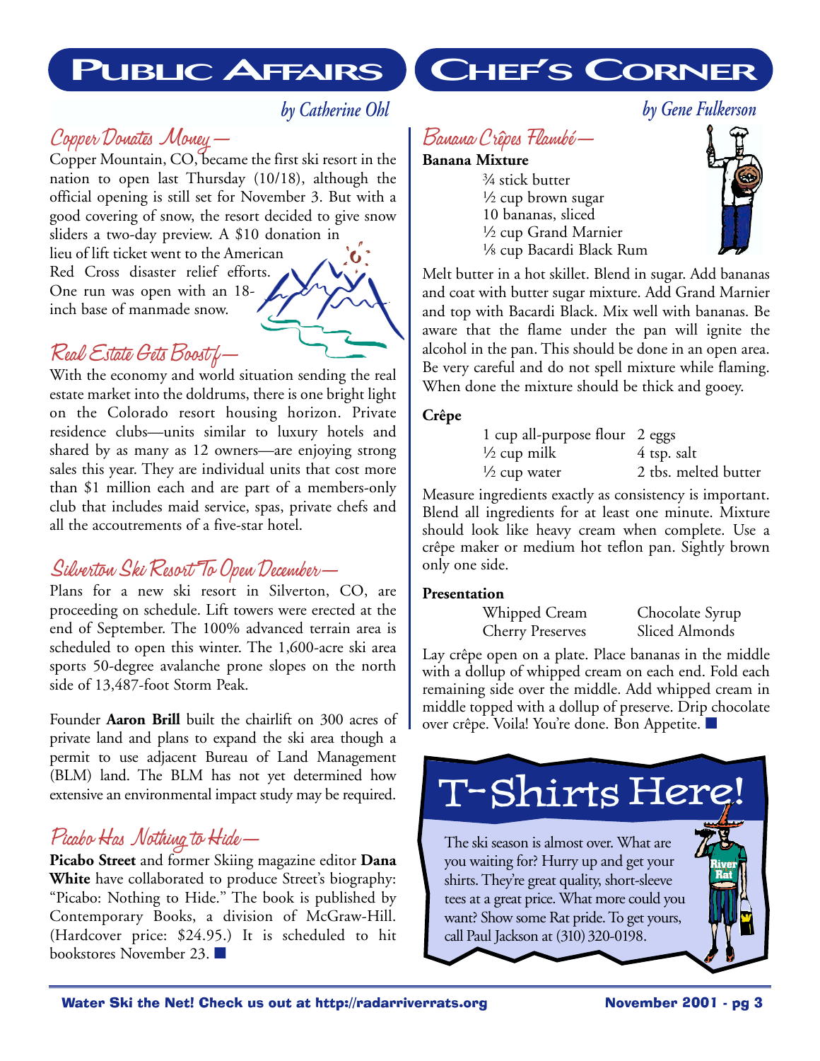# Public Affairs

*by Catherine Ohl*

## Copper Donates Money—

Copper Mountain, CO, became the first ski resort in the nation to open last Thursday (10/18), although the official opening is still set for November 3. But with a good covering of snow, the resort decided to give snow sliders a two-day preview. A $10 donation in lieu of lift ticket went to the American Red Cross disaster relief efforts. One run was open with an 18-inch base of manmade snow.

## Real Estate Gets Boost—

With the economy and world situation sending the real estate market into the doldrums, there is one bright light on the Colorado resort housing horizon. Private residence clubs—units similar to luxury hotels and shared by as many as 12 owners—are enjoying strong sales this year. They are individual units that cost more than $1 million each and are part of a members-only club that includes maid service, spas, private chefs and all the accoutrements of a five-star hotel.

## Silverton Ski Resort To Open December—

Plans for a new ski resort in Silverton, CO, are proceeding on schedule. Lift towers were erected at the end of September. The 100% advanced terrain area is scheduled to open this winter. The 1,600-acre ski area sports 50-degree avalanche prone slopes on the north side of 13,487-foot Storm Peak.

Founder **Aaron Brill** built the chairlift on 300 acres of private land and plans to expand the ski area though a permit to use adjacent Bureau of Land Management (BLM) land. The BLM has not yet determined how extensive an environmental impact study may be required.

## Picabo Has Nothing to Hide—

**Picabo Street** and former Skiing magazine editor **Dana White** have collaborated to produce Street's biography: "Picabo: Nothing to Hide." The book is published by Contemporary Books, a division of McGraw-Hill. (Hardcover price: $24.95.) It is scheduled to hit bookstores November 23. ■

# Chef's Corner

*by Gene Fulkerson*

## Banana Crêpes Flambé—

**Banana Mixture**

- ¾ stick butter
- ½ cup brown sugar
- 10 bananas, sliced
- ½ cup Grand Marnier
- ⅛ cup Bacardi Black Rum

Melt butter in a hot skillet. Blend in sugar. Add bananas and coat with butter sugar mixture. Add Grand Marnier and top with Bacardi Black. Mix well with bananas. Be aware that the flame under the pan will ignite the alcohol in the pan. This should be done in an open area. Be very careful and do not spell mixture while flaming. When done the mixture should be thick and gooey.

**Crêpe**

| | |
|---|---|
| 1 cup all-purpose flour | 2 eggs |
| ½ cup milk | 4 tsp. salt |
| ½ cup water | 2 tbs. melted butter |

Measure ingredients exactly as consistency is important. Blend all ingredients for at least one minute. Mixture should look like heavy cream when complete. Use a crêpe maker or medium hot teflon pan. Sightly brown only one side.

**Presentation**

| | |
|---|---|
| Whipped Cream | Chocolate Syrup |
| Cherry Preserves | Sliced Almonds |

Lay crêpe open on a plate. Place bananas in the middle with a dollup of whipped cream on each end. Fold each remaining side over the middle. Add whipped cream in middle topped with a dollup of preserve. Drip chocolate over crêpe. Voila! You're done. Bon Appetite. ■

# T-Shirts Here!

The ski season is almost over. What are you waiting for? Hurry up and get your shirts. They're great quality, short-sleeve tees at a great price. What more could you want? Show some Rat pride. To get yours, call Paul Jackson at (310) 320-0198.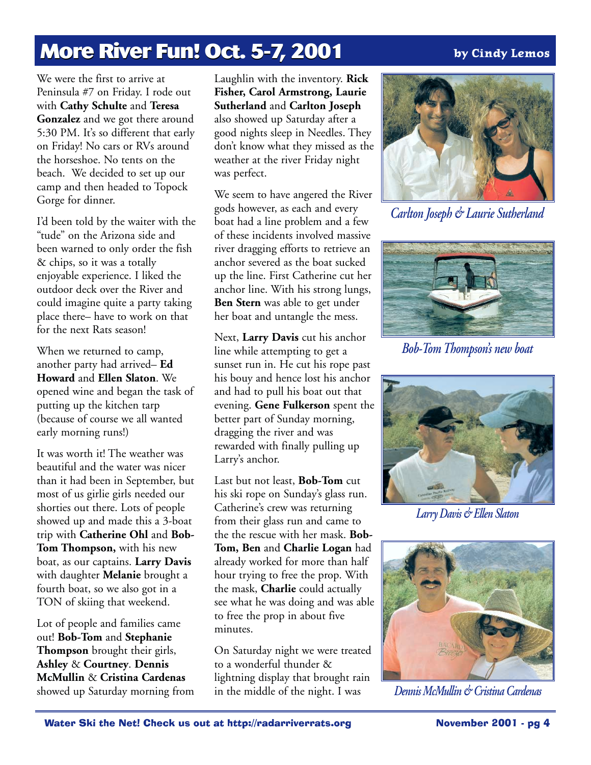# More River Fun! Oct. 5-7, 2001

**by Cindy Lemos**

We were the first to arrive at Peninsula #7 on Friday. I rode out with **Cathy Schulte** and **Teresa Gonzalez** and we got there around 5:30 PM. It's so different that early on Friday! No cars or RVs around the horseshoe. No tents on the beach. We decided to set up our camp and then headed to Topock Gorge for dinner.

I'd been told by the waiter with the "tude" on the Arizona side and been warned to only order the fish & chips, so it was a totally enjoyable experience. I liked the outdoor deck over the River and could imagine quite a party taking place there– have to work on that for the next Rats season!

When we returned to camp, another party had arrived– **Ed Howard** and **Ellen Slaton**. We opened wine and began the task of putting up the kitchen tarp (because of course we all wanted early morning runs!)

It was worth it! The weather was beautiful and the water was nicer than it had been in September, but most of us girlie girls needed our shorties out there. Lots of people showed up and made this a 3-boat trip with **Catherine Ohl** and **Bob-Tom Thompson,** with his new boat, as our captains. **Larry Davis** with daughter **Melanie** brought a fourth boat, so we also got in a TON of skiing that weekend.

Lot of people and families came out! **Bob-Tom** and **Stephanie Thompson** brought their girls, **Ashley** & **Courtney**. **Dennis McMullin** & **Cristina Cardenas** showed up Saturday morning from Laughlin with the inventory. **Rick Fisher, Carol Armstrong, Laurie Sutherland** and **Carlton Joseph** also showed up Saturday after a good nights sleep in Needles. They don't know what they missed as the weather at the river Friday night was perfect.

We seem to have angered the River gods however, as each and every boat had a line problem and a few of these incidents involved massive river dragging efforts to retrieve an anchor severed as the boat sucked up the line. First Catherine cut her anchor line. With his strong lungs, **Ben Stern** was able to get under her boat and untangle the mess.

Next, **Larry Davis** cut his anchor line while attempting to get a sunset run in. He cut his rope past his bouy and hence lost his anchor and had to pull his boat out that evening. **Gene Fulkerson** spent the better part of Sunday morning, dragging the river and was rewarded with finally pulling up Larry's anchor.

Last but not least, **Bob-Tom** cut his ski rope on Sunday's glass run. Catherine's crew was returning from their glass run and came to the the rescue with her mask. **Bob-Tom, Ben** and **Charlie Logan** had already worked for more than half hour trying to free the prop. With the mask, **Charlie** could actually see what he was doing and was able to free the prop in about five minutes.

On Saturday night we were treated to a wonderful thunder & lightning display that brought rain in the middle of the night. I was

*Carlton Joseph & Laurie Sutherland*

*Bob-Tom Thompson's new boat*

*Larry Davis & Ellen Slaton*

*Dennis McMullin & Cristina Cardenas*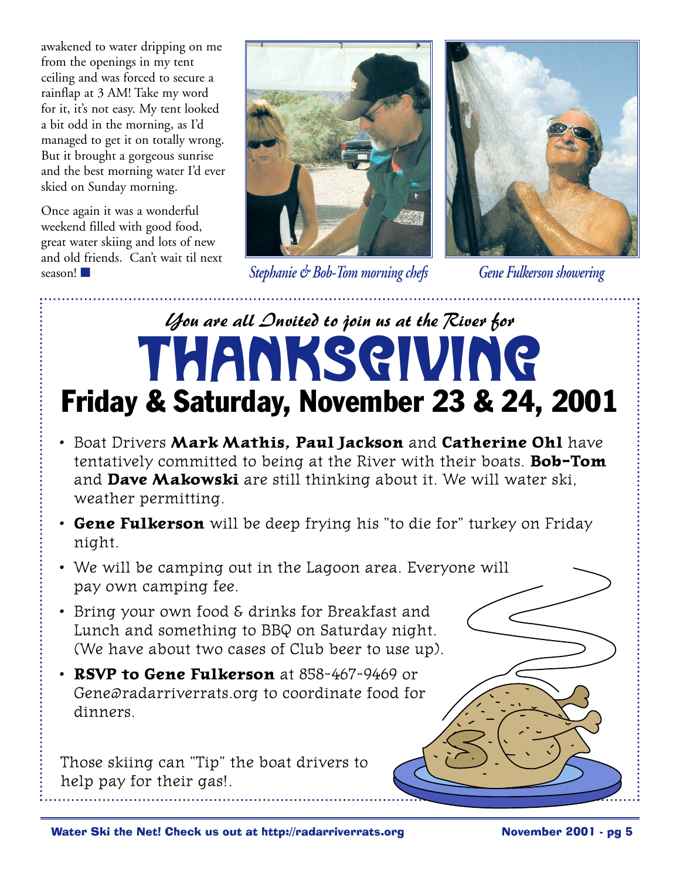awakened to water dripping on me from the openings in my tent ceiling and was forced to secure a rainflap at 3 AM! Take my word for it, it's not easy. My tent looked a bit odd in the morning, as I'd managed to get it on totally wrong. But it brought a gorgeous sunrise and the best morning water I'd ever skied on Sunday morning.

Once again it was a wonderful weekend filled with good food, great water skiing and lots of new and old friends. Can't wait til next season! ■

*Stephanie & Bob-Tom morning chefs*

*Gene Fulkerson showering*

*You are all Invited to join us at the River for*

# THANKSGIVING

## Friday & Saturday, November 23 & 24, 2001

- Boat Drivers **Mark Mathis, Paul Jackson** and **Catherine Ohl** have tentatively committed to being at the River with their boats. **Bob-Tom** and **Dave Makowski** are still thinking about it. We will water ski, weather permitting.
- **Gene Fulkerson** will be deep frying his "to die for" turkey on Friday night.
- We will be camping out in the Lagoon area. Everyone will pay own camping fee.
- Bring your own food & drinks for Breakfast and Lunch and something to BBQ on Saturday night. (We have about two cases of Club beer to use up).
- **RSVP to Gene Fulkerson** at 858-467-9469 or Gene@radarriverrats.org to coordinate food for dinners.

Those skiing can "Tip" the boat drivers to help pay for their gas!.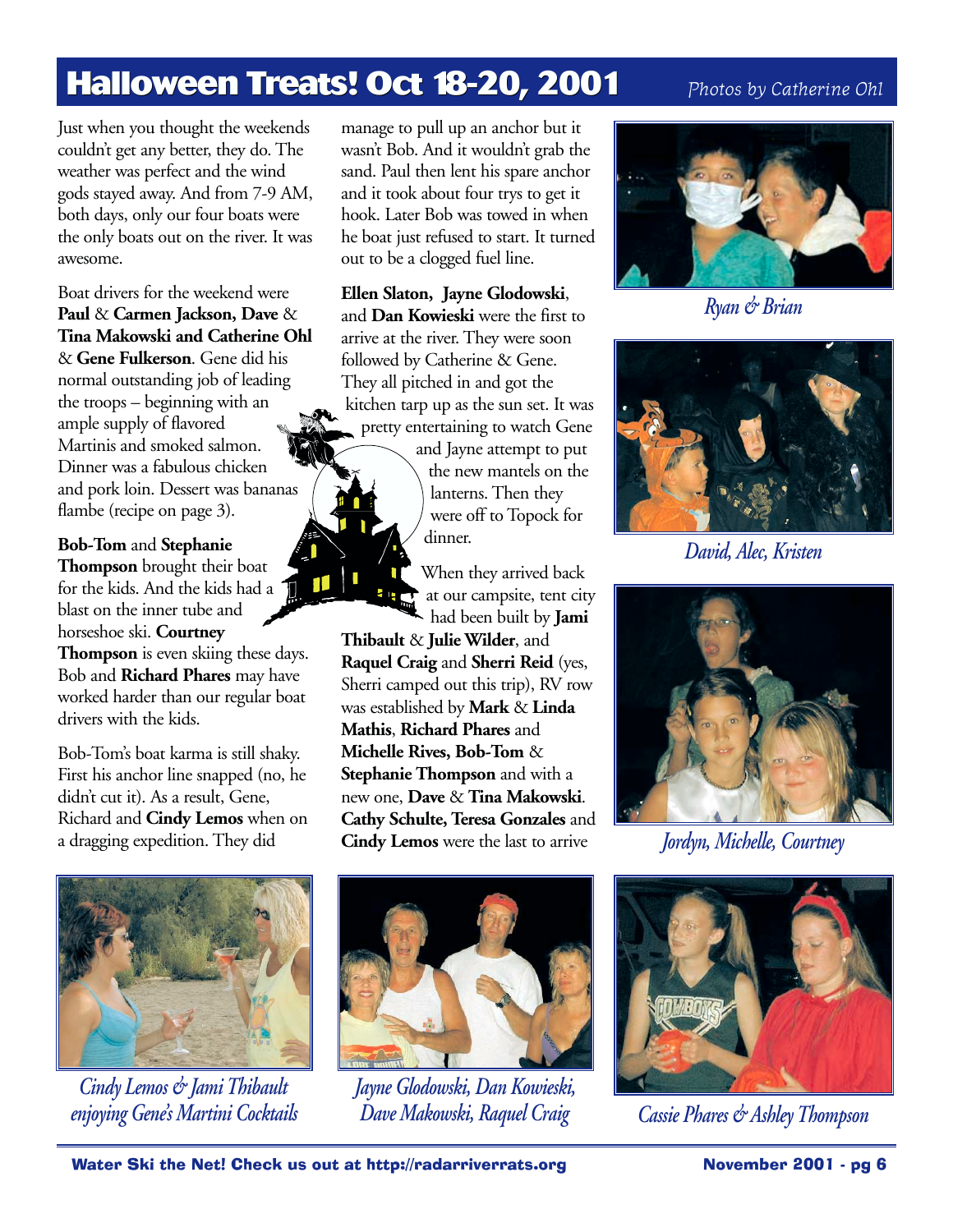# Halloween Treats! Oct 18-20, 2001

*Photos by Catherine Ohl*

Just when you thought the weekends couldn't get any better, they do. The weather was perfect and the wind gods stayed away. And from 7-9 AM, both days, only our four boats were the only boats out on the river. It was awesome.

Boat drivers for the weekend were **Paul** & **Carmen Jackson, Dave** & **Tina Makowski and Catherine Ohl** & **Gene Fulkerson**. Gene did his normal outstanding job of leading the troops – beginning with an ample supply of flavored Martinis and smoked salmon. Dinner was a fabulous chicken and pork loin. Dessert was bananas flambe (recipe on page 3).

**Bob-Tom** and **Stephanie Thompson** brought their boat for the kids. And the kids had a blast on the inner tube and horseshoe ski. **Courtney Thompson** is even skiing these days. Bob and **Richard Phares** may have worked harder than our regular boat drivers with the kids.

Bob-Tom's boat karma is still shaky. First his anchor line snapped (no, he didn't cut it). As a result, Gene, Richard and **Cindy Lemos** when on a dragging expedition. They did manage to pull up an anchor but it wasn't Bob. And it wouldn't grab the sand. Paul then lent his spare anchor and it took about four trys to get it hook. Later Bob was towed in when he boat just refused to start. It turned out to be a clogged fuel line.

**Ellen Slaton, Jayne Glodowski**, and **Dan Kowieski** were the first to arrive at the river. They were soon followed by Catherine & Gene. They all pitched in and got the kitchen tarp up as the sun set. It was pretty entertaining to watch Gene and Jayne attempt to put the new mantels on the lanterns. Then they were off to Topock for dinner.

When they arrived back at our campsite, tent city had been built by **Jami Thibault** & **Julie Wilder**, and **Raquel Craig** and **Sherri Reid** (yes, Sherri camped out this trip), RV row was established by **Mark** & **Linda Mathis**, **Richard Phares** and **Michelle Rives, Bob-Tom** & **Stephanie Thompson** and with a new one, **Dave** & **Tina Makowski**. **Cathy Schulte, Teresa Gonzales** and **Cindy Lemos** were the last to arrive

*Ryan & Brian*

*David, Alec, Kristen*

*Jordyn, Michelle, Courtney*

*Cindy Lemos & Jami Thibault enjoying Gene's Martini Cocktails*

*Jayne Glodowski, Dan Kowieski, Dave Makowski, Raquel Craig*

*Cassie Phares & Ashley Thompson*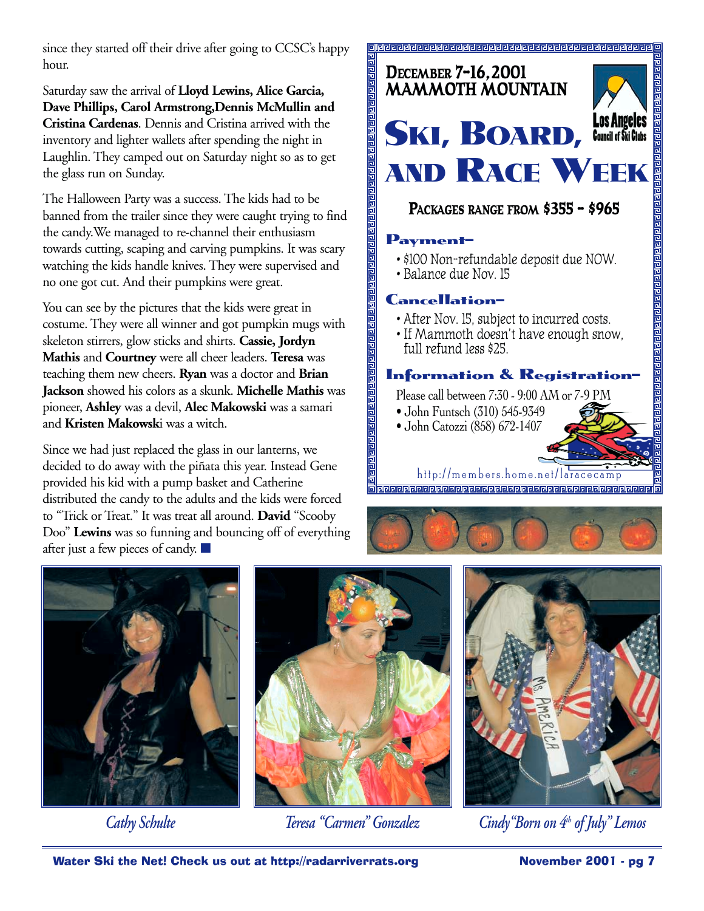since they started off their drive after going to CCSC's happy hour.

Saturday saw the arrival of **Lloyd Lewins, Alice Garcia, Dave Phillips, Carol Armstrong,Dennis McMullin and Cristina Cardenas**. Dennis and Cristina arrived with the inventory and lighter wallets after spending the night in Laughlin. They camped out on Saturday night so as to get the glass run on Sunday.

The Halloween Party was a success. The kids had to be banned from the trailer since they were caught trying to find the candy.We managed to re-channel their enthusiasm towards cutting, scaping and carving pumpkins. It was scary watching the kids handle knives. They were supervised and no one got cut. And their pumpkins were great.

You can see by the pictures that the kids were great in costume. They were all winner and got pumpkin mugs with skeleton stirrers, glow sticks and shirts. **Cassie, Jordyn Mathis** and **Courtney** were all cheer leaders. **Teresa** was teaching them new cheers. **Ryan** was a doctor and **Brian Jackson** showed his colors as a skunk. **Michelle Mathis** was pioneer, **Ashley** was a devil, **Alec Makowski** was a samari and **Kristen Makowski** was a witch.

Since we had just replaced the glass in our lanterns, we decided to do away with the piñata this year. Instead Gene provided his kid with a pump basket and Catherine distributed the candy to the adults and the kids were forced to "Trick or Treat." It was treat all around. **David** "Scooby Doo" **Lewins** was so funning and bouncing off of everything after just a few pieces of candy. ■

---

**DECEMBER 7-16, 2001**
**MAMMOTH MOUNTAIN**

Los Angeles Council of Ski Clubs

# SKI, BOARD, AND RACE WEEK

**PACKAGES RANGE FROM $355 - $965**

**Payment–**

- $100 Non-refundable deposit due NOW.
- Balance due Nov. 15

**Cancellation–**

- After Nov. 15, subject to incurred costs.
- If Mammoth doesn't have enough snow, full refund less $25.

**Information & Registration–**

Please call between 7:30 - 9:00 AM or 7-9 PM

- John Funtsch (310) 545-9349
- John Catozzi (858) 672-1407

http://members.home.net/laracecamp

---

*Cathy Schulte*

*Teresa "Carmen" Gonzalez*

*Cindy "Born on 4th of July" Lemos*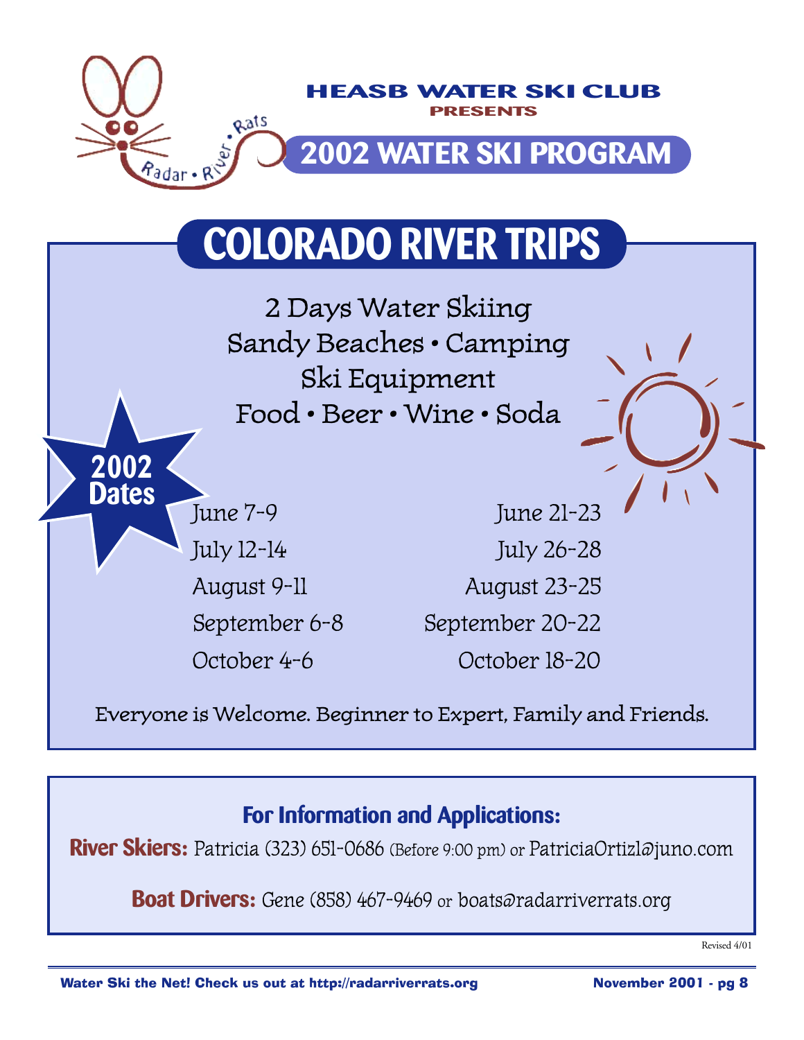Radar • River • Rats

**HEASB WATER SKI CLUB**
**PRESENTS**

# 2002 WATER SKI PROGRAM

## COLORADO RIVER TRIPS

2 Days Water Skiing
Sandy Beaches • Camping
Ski Equipment
Food • Beer • Wine • Soda

**2002 Dates**

| | |
|---|---|
| June 7-9 | June 21-23 |
| July 12-14 | July 26-28 |
| August 9-11 | August 23-25 |
| September 6-8 | September 20-22 |
| October 4-6 | October 18-20 |

Everyone is Welcome. Beginner to Expert, Family and Friends.

### For Information and Applications:

**River Skiers:** Patricia (323) 651-0686 (Before 9:00 pm) or PatriciaOrtiz1@juno.com

**Boat Drivers:** Gene (858) 467-9469 or boats@radarriverrats.org

Revised 4/01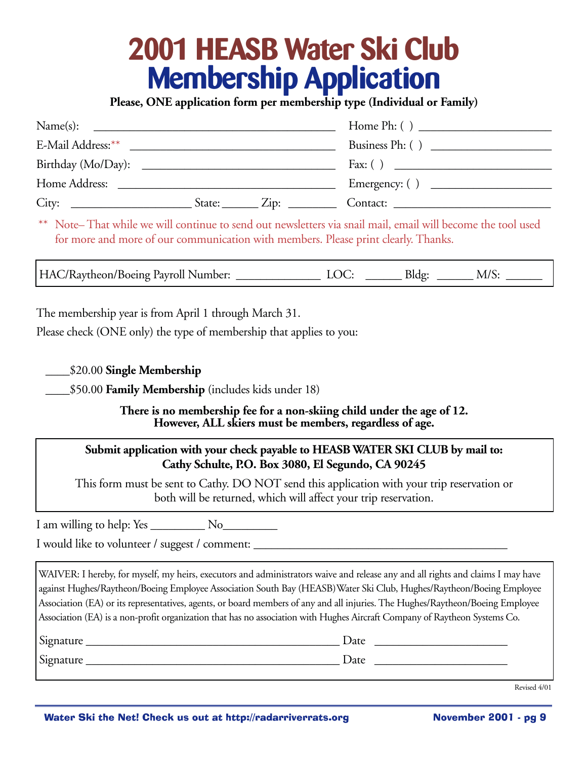# 2001 HEASB Water Ski Club
# Membership Application

**Please, ONE application form per membership type (Individual or Family)**

Name(s): ________________________________________ Home Ph: ( ) ____________________

E-Mail Address:** ______________________________ Business Ph: ( ) __________________

Birthday (Mo/Day): _____________________________ Fax: ( ) ________________________

Home Address: _________________________________ Emergency: ( ) ___________________

City: __________________ State: ______ Zip: ________ Contact: _______________________

** Note– That while we will continue to send out newsletters via snail mail, email will become the tool used for more and more of our communication with members. Please print clearly. Thanks.

HAC/Raytheon/Boeing Payroll Number: _____________ LOC: ______ Bldg: ______ M/S: ______

The membership year is from April 1 through March 31.

Please check (ONE only) the type of membership that applies to you:

____$20.00 **Single Membership**

____$50.00 **Family Membership** (includes kids under 18)

**There is no membership fee for a non-skiing child under the age of 12.**
**However, ALL skiers must be members, regardless of age.**

**Submit application with your check payable to HEASB WATER SKI CLUB by mail to:**
**Cathy Schulte, P.O. Box 3080, El Segundo, CA 90245**

This form must be sent to Cathy. DO NOT send this application with your trip reservation or both will be returned, which will affect your trip reservation.

I am willing to help: Yes _________ No_________

I would like to volunteer / suggest / comment: ________________________________________

WAIVER: I hereby, for myself, my heirs, executors and administrators waive and release any and all rights and claims I may have against Hughes/Raytheon/Boeing Employee Association South Bay (HEASB) Water Ski Club, Hughes/Raytheon/Boeing Employee Association (EA) or its representatives, agents, or board members of any and all injuries. The Hughes/Raytheon/Boeing Employee Association (EA) is a non-profit organization that has no association with Hughes Aircraft Company of Raytheon Systems Co.

Signature ________________________________________ Date ______________________

Signature ________________________________________ Date ______________________

Revised 4/01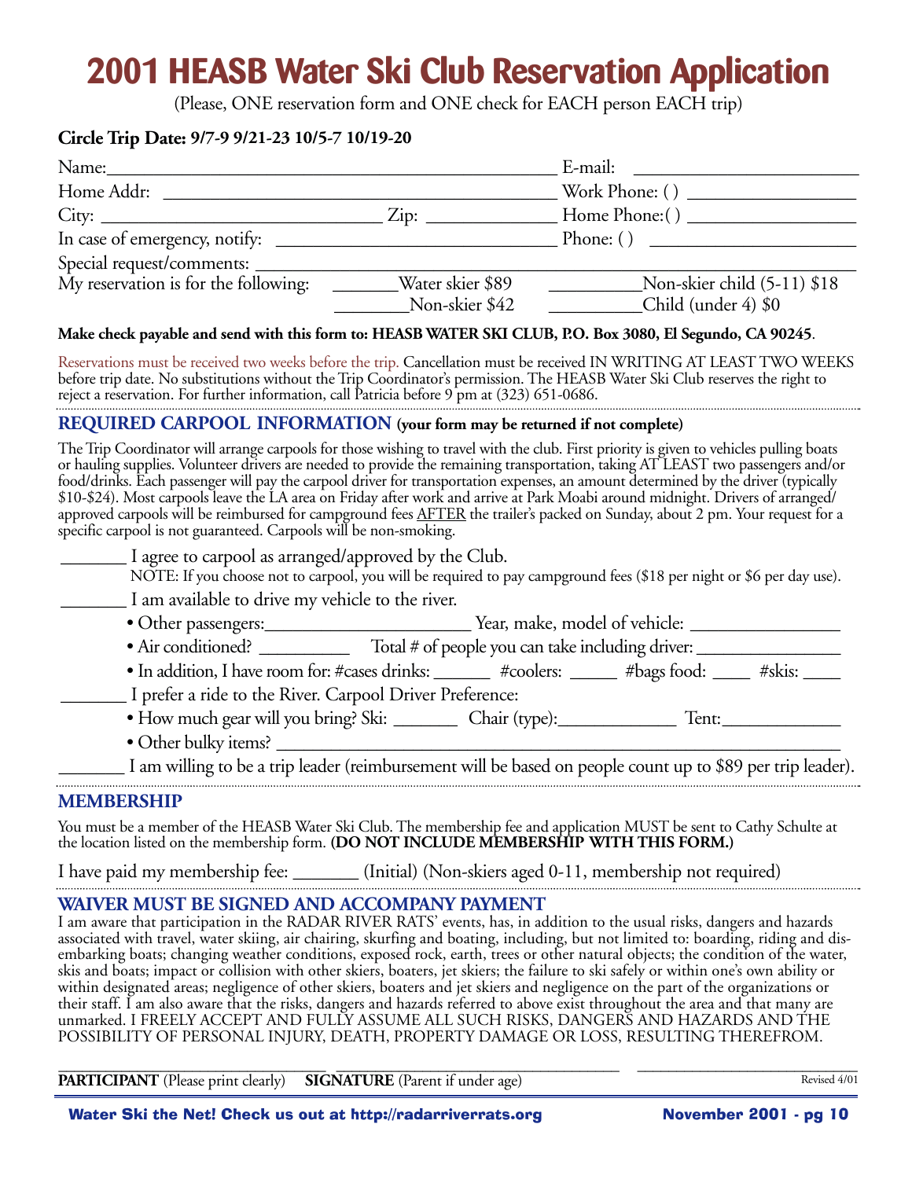# 2001 HEASB Water Ski Club Reservation Application

(Please, ONE reservation form and ONE check for EACH person EACH trip)

**Circle Trip Date: 9/7-9 9/21-23 10/5-7 10/19-20**

Name:_______________________________________________ E-mail: ______________________

Home Addr: __________________________________________ Work Phone: ( ) ________________

City: ____________________________ Zip: _____________ Home Phone:( ) ________________

In case of emergency, notify: _____________________________ Phone: ( ) ____________________

Special request/comments: ___________________________________________________________

My reservation is for the following: _______Water skier $89 __________Non-skier child (5-11) $18

________Non-skier $42 __________Child (under 4) $0

**Make check payable and send with this form to: HEASB WATER SKI CLUB, P.O. Box 3080, El Segundo, CA 90245**.

Reservations must be received two weeks before the trip. Cancellation must be received IN WRITING AT LEAST TWO WEEKS before trip date. No substitutions without the Trip Coordinator's permission. The HEASB Water Ski Club reserves the right to reject a reservation. For further information, call Patricia before 9 pm at (323) 651-0686.

## REQUIRED CARPOOL INFORMATION (your form may be returned if not complete)

The Trip Coordinator will arrange carpools for those wishing to travel with the club. First priority is given to vehicles pulling boats or hauling supplies. Volunteer drivers are needed to provide the remaining transportation, taking AT LEAST two passengers and/or food/drinks. Each passenger will pay the carpool driver for transportation expenses, an amount determined by the driver (typically $10-$24). Most carpools leave the LA area on Friday after work and arrive at Park Moabi around midnight. Drivers of arranged/approved carpools will be reimbursed for campground fees AFTER the trailer's packed on Sunday, about 2 pm. Your request for a specific carpool is not guaranteed. Carpools will be non-smoking.

_______ I agree to carpool as arranged/approved by the Club.

NOTE: If you choose not to carpool, you will be required to pay campground fees ($18 per night or $6 per day use).

_______ I am available to drive my vehicle to the river.

- Other passengers:_____________________ Year, make, model of vehicle: ________________
- Air conditioned? __________ Total # of people you can take including driver: _______________
- In addition, I have room for: #cases drinks: ______ #coolers: _____ #bags food: ____ #skis: ____

_______ I prefer a ride to the River. Carpool Driver Preference:

- How much gear will you bring? Ski: _______ Chair (type):_____________ Tent:_____________
- Other bulky items? __________________________________________________________

_______ I am willing to be a trip leader (reimbursement will be based on people count up to $89 per trip leader).

## MEMBERSHIP

You must be a member of the HEASB Water Ski Club. The membership fee and application MUST be sent to Cathy Schulte at the location listed on the membership form. **(DO NOT INCLUDE MEMBERSHIP WITH THIS FORM.)**

I have paid my membership fee: _______ (Initial) (Non-skiers aged 0-11, membership not required)

## WAIVER MUST BE SIGNED AND ACCOMPANY PAYMENT

I am aware that participation in the RADAR RIVER RATS' events, has, in addition to the usual risks, dangers and hazards associated with travel, water skiing, air chairing, skurfing and boating, including, but not limited to: boarding, riding and disembarking boats; changing weather conditions, exposed rock, earth, trees or other natural objects; the condition of the water, skis and boats; impact or collision with other skiers, boaters, jet skiers; the failure to ski safely or within one's own ability or within designated areas; negligence of other skiers, boaters and jet skiers and negligence on the part of the organizations or their staff. I am also aware that the risks, dangers and hazards referred to above exist throughout the area and that many are unmarked. I FREELY ACCEPT AND FULLY ASSUME ALL SUCH RISKS, DANGERS AND HAZARDS AND THE POSSIBILITY OF PERSONAL INJURY, DEATH, PROPERTY DAMAGE OR LOSS, RESULTING THEREFROM.

______________________________ ______________________________ ______________________________

**PARTICIPANT** (Please print clearly) **SIGNATURE** (Parent if under age)

Revised 4/01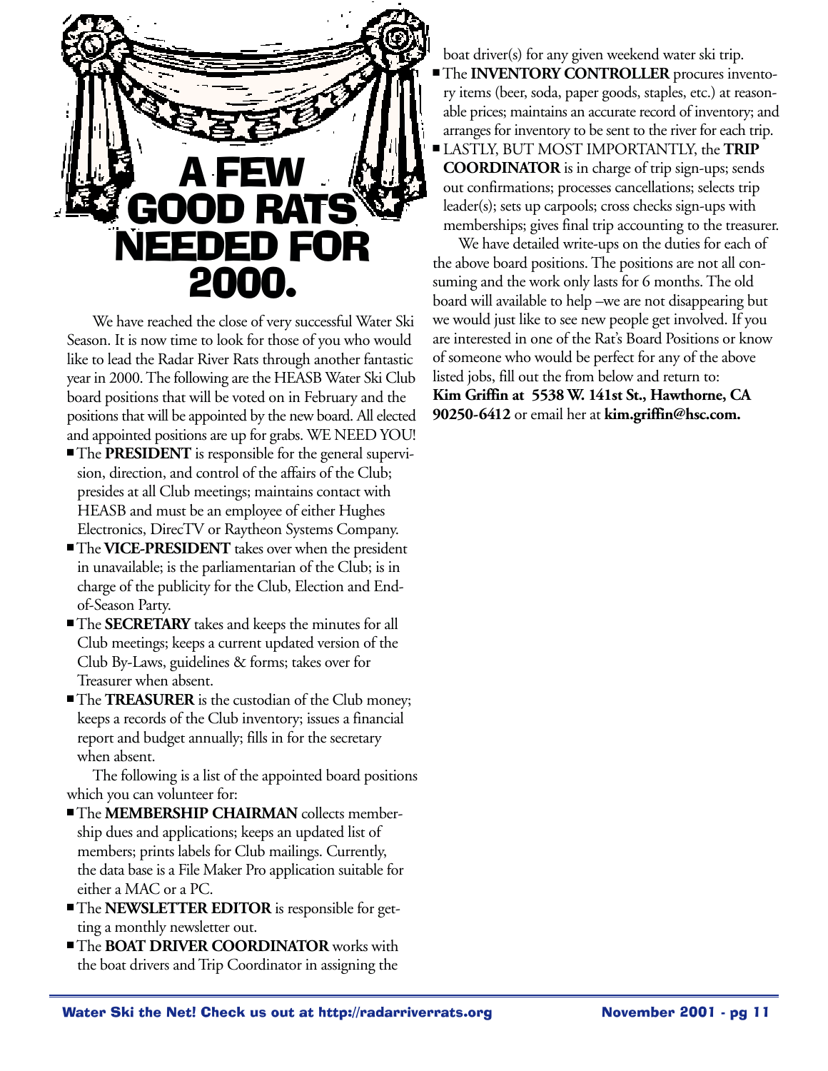# A FEW GOOD RATS NEEDED FOR 2000.

We have reached the close of very successful Water Ski Season. It is now time to look for those of you who would like to lead the Radar River Rats through another fantastic year in 2000. The following are the HEASB Water Ski Club board positions that will be voted on in February and the positions that will be appointed by the new board. All elected and appointed positions are up for grabs. WE NEED YOU!

- The **PRESIDENT** is responsible for the general supervision, direction, and control of the affairs of the Club; presides at all Club meetings; maintains contact with HEASB and must be an employee of either Hughes Electronics, DirecTV or Raytheon Systems Company.
- The **VICE-PRESIDENT** takes over when the president in unavailable; is the parliamentarian of the Club; is in charge of the publicity for the Club, Election and End-of-Season Party.
- The **SECRETARY** takes and keeps the minutes for all Club meetings; keeps a current updated version of the Club By-Laws, guidelines & forms; takes over for Treasurer when absent.
- The **TREASURER** is the custodian of the Club money; keeps a records of the Club inventory; issues a financial report and budget annually; fills in for the secretary when absent.

The following is a list of the appointed board positions which you can volunteer for:

- The **MEMBERSHIP CHAIRMAN** collects membership dues and applications; keeps an updated list of members; prints labels for Club mailings. Currently, the data base is a File Maker Pro application suitable for either a MAC or a PC.
- The **NEWSLETTER EDITOR** is responsible for getting a monthly newsletter out.
- The **BOAT DRIVER COORDINATOR** works with the boat drivers and Trip Coordinator in assigning the boat driver(s) for any given weekend water ski trip.
- The **INVENTORY CONTROLLER** procures inventory items (beer, soda, paper goods, staples, etc.) at reasonable prices; maintains an accurate record of inventory; and arranges for inventory to be sent to the river for each trip.
- LASTLY, BUT MOST IMPORTANTLY, the **TRIP COORDINATOR** is in charge of trip sign-ups; sends out confirmations; processes cancellations; selects trip leader(s); sets up carpools; cross checks sign-ups with memberships; gives final trip accounting to the treasurer.

We have detailed write-ups on the duties for each of the above board positions. The positions are not all consuming and the work only lasts for 6 months. The old board will available to help –we are not disappearing but we would just like to see new people get involved. If you are interested in one of the Rat's Board Positions or know of someone who would be perfect for any of the above listed jobs, fill out the from below and return to: **Kim Griffin at 5538 W. 141st St., Hawthorne, CA 90250-6412** or email her at **kim.griffin@hsc.com.**